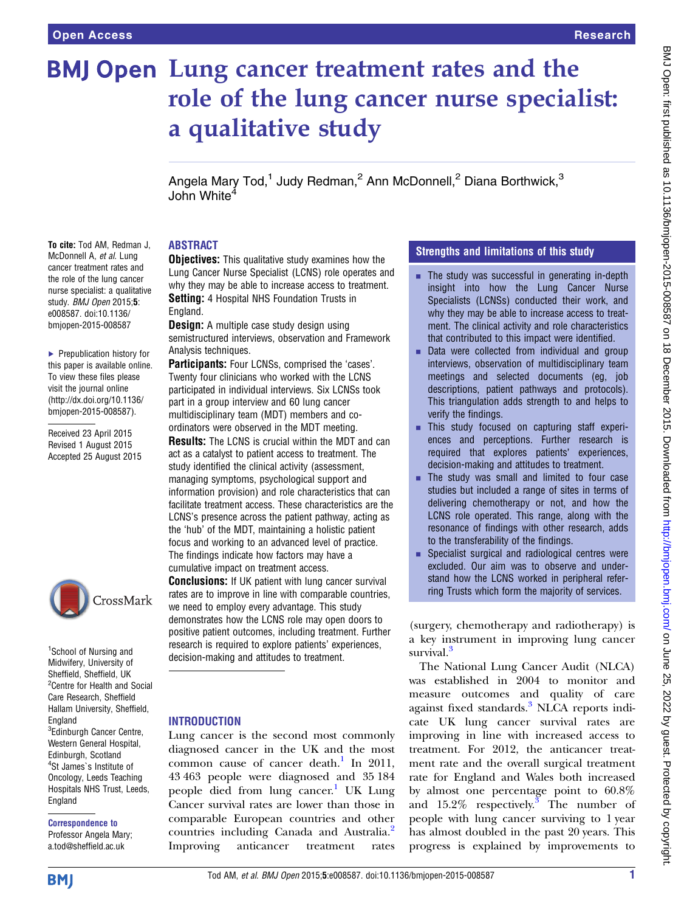# Lung cancer treatment rates and the role of the lung cancer nurse specialist: a qualitative study

Angela Mary Tod,[1] Judy Redman,[2] Ann McDonnell,[2] Diana Borthwick,[3] John White[4]

**To cite:** Tod AM, Redman J, McDonnell A, *et al*. Lung cancer treatment rates and the role of the lung cancer nurse specialist: a qualitative study. *BMJ Open* 2015;**5**: e008587. doi:10.1136/bmjopen-2015-008587

▸ Prepublication history for this paper is available online. To view these files please visit the journal online (http://dx.doi.org/10.1136/bmjopen-2015-008587).

Received 23 April 2015
Revised 1 August 2015
Accepted 25 August 2015

[1]School of Nursing and Midwifery, University of Sheffield, Sheffield, UK
[2]Centre for Health and Social Care Research, Sheffield Hallam University, Sheffield, England
[3]Edinburgh Cancer Centre, Western General Hospital, Edinburgh, Scotland
[4]St James's Institute of Oncology, Leeds Teaching Hospitals NHS Trust, Leeds, England

**Correspondence to**
Professor Angela Mary; a.tod@sheffield.ac.uk

## ABSTRACT

**Objectives:** This qualitative study examines how the Lung Cancer Nurse Specialist (LCNS) role operates and why they may be able to increase access to treatment.
**Setting:** 4 Hospital NHS Foundation Trusts in England.
**Design:** A multiple case study design using semistructured interviews, observation and Framework Analysis techniques.
**Participants:** Four LCNSs, comprised the 'cases'. Twenty four clinicians who worked with the LCNS participated in individual interviews. Six LCNSs took part in a group interview and 60 lung cancer multidisciplinary team (MDT) members and co-ordinators were observed in the MDT meeting.
**Results:** The LCNS is crucial within the MDT and can act as a catalyst to patient access to treatment. The study identified the clinical activity (assessment, managing symptoms, psychological support and information provision) and role characteristics that can facilitate treatment access. These characteristics are the LCNS's presence across the patient pathway, acting as the 'hub' of the MDT, maintaining a holistic patient focus and working to an advanced level of practice. The findings indicate how factors may have a cumulative impact on treatment access.
**Conclusions:** If UK patient with lung cancer survival rates are to improve in line with comparable countries, we need to employ every advantage. This study demonstrates how the LCNS role may open doors to positive patient outcomes, including treatment. Further research is required to explore patients' experiences, decision-making and attitudes to treatment.

## Strengths and limitations of this study

- The study was successful in generating in-depth insight into how the Lung Cancer Nurse Specialists (LCNSs) conducted their work, and why they may be able to increase access to treatment. The clinical activity and role characteristics that contributed to this impact were identified.
- Data were collected from individual and group interviews, observation of multidisciplinary team meetings and selected documents (eg, job descriptions, patient pathways and protocols). This triangulation adds strength to and helps to verify the findings.
- This study focused on capturing staff experiences and perceptions. Further research is required that explores patients' experiences, decision-making and attitudes to treatment.
- The study was small and limited to four case studies but included a range of sites in terms of delivering chemotherapy or not, and how the LCNS role operated. This range, along with the resonance of findings with other research, adds to the transferability of the findings.
- Specialist surgical and radiological centres were excluded. Our aim was to observe and understand how the LCNS worked in peripheral referring Trusts which form the majority of services.

## INTRODUCTION

Lung cancer is the second most commonly diagnosed cancer in the UK and the most common cause of cancer death.[1] In 2011, 43 463 people were diagnosed and 35 184 people died from lung cancer.[1] UK Lung Cancer survival rates are lower than those in comparable European countries and other countries including Canada and Australia.[2] Improving anticancer treatment rates (surgery, chemotherapy and radiotherapy) is a key instrument in improving lung cancer survival.[3]

The National Lung Cancer Audit (NLCA) was established in 2004 to monitor and measure outcomes and quality of care against fixed standards.[3] NLCA reports indicate UK lung cancer survival rates are improving in line with increased access to treatment. For 2012, the anticancer treatment rate and the overall surgical treatment rate for England and Wales both increased by almost one percentage point to 60.8% and 15.2% respectively.[3] The number of people with lung cancer surviving to 1 year has almost doubled in the past 20 years. This progress is explained by improvements to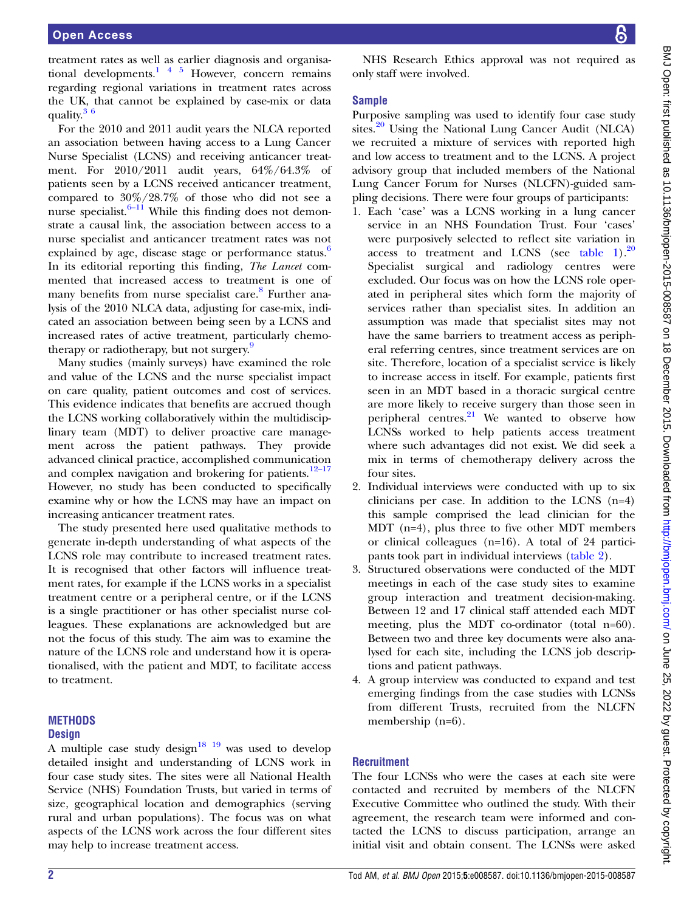treatment rates as well as earlier diagnosis and organisational developments.[1 4 5] However, concern remains regarding regional variations in treatment rates across the UK, that cannot be explained by case-mix or data quality.[3 6]

For the 2010 and 2011 audit years the NLCA reported an association between having access to a Lung Cancer Nurse Specialist (LCNS) and receiving anticancer treatment. For 2010/2011 audit years, 64%/64.3% of patients seen by a LCNS received anticancer treatment, compared to 30%/28.7% of those who did not see a nurse specialist.[6–11] While this finding does not demonstrate a causal link, the association between access to a nurse specialist and anticancer treatment rates was not explained by age, disease stage or performance status.[6] In its editorial reporting this finding, *The Lancet* commented that increased access to treatment is one of many benefits from nurse specialist care.[8] Further analysis of the 2010 NLCA data, adjusting for case-mix, indicated an association between being seen by a LCNS and increased rates of active treatment, particularly chemotherapy or radiotherapy, but not surgery.[9]

Many studies (mainly surveys) have examined the role and value of the LCNS and the nurse specialist impact on care quality, patient outcomes and cost of services. This evidence indicates that benefits are accrued though the LCNS working collaboratively within the multidisciplinary team (MDT) to deliver proactive care management across the patient pathways. They provide advanced clinical practice, accomplished communication and complex navigation and brokering for patients.[12–17] However, no study has been conducted to specifically examine why or how the LCNS may have an impact on increasing anticancer treatment rates.

The study presented here used qualitative methods to generate in-depth understanding of what aspects of the LCNS role may contribute to increased treatment rates. It is recognised that other factors will influence treatment rates, for example if the LCNS works in a specialist treatment centre or a peripheral centre, or if the LCNS is a single practitioner or has other specialist nurse colleagues. These explanations are acknowledged but are not the focus of this study. The aim was to examine the nature of the LCNS role and understand how it is operationalised, with the patient and MDT, to facilitate access to treatment.

## METHODS

### Design

A multiple case study design[18 19] was used to develop detailed insight and understanding of LCNS work in four case study sites. The sites were all National Health Service (NHS) Foundation Trusts, but varied in terms of size, geographical location and demographics (serving rural and urban populations). The focus was on what aspects of the LCNS work across the four different sites may help to increase treatment access.

NHS Research Ethics approval was not required as only staff were involved.

### Sample

Purposive sampling was used to identify four case study sites.[20] Using the National Lung Cancer Audit (NLCA) we recruited a mixture of services with reported high and low access to treatment and to the LCNS. A project advisory group that included members of the National Lung Cancer Forum for Nurses (NLCFN)-guided sampling decisions. There were four groups of participants:

1. Each 'case' was a LCNS working in a lung cancer service in an NHS Foundation Trust. Four 'cases' were purposively selected to reflect site variation in access to treatment and LCNS (see table 1).[20] Specialist surgical and radiology centres were excluded. Our focus was on how the LCNS role operated in peripheral sites which form the majority of services rather than specialist sites. In addition an assumption was made that specialist sites may not have the same barriers to treatment access as peripheral referring centres, since treatment services are on site. Therefore, location of a specialist service is likely to increase access in itself. For example, patients first seen in an MDT based in a thoracic surgical centre are more likely to receive surgery than those seen in peripheral centres.[21] We wanted to observe how LCNSs worked to help patients access treatment where such advantages did not exist. We did seek a mix in terms of chemotherapy delivery across the four sites.
2. Individual interviews were conducted with up to six clinicians per case. In addition to the LCNS (n=4) this sample comprised the lead clinician for the MDT (n=4), plus three to five other MDT members or clinical colleagues (n=16). A total of 24 participants took part in individual interviews (table 2).
3. Structured observations were conducted of the MDT meetings in each of the case study sites to examine group interaction and treatment decision-making. Between 12 and 17 clinical staff attended each MDT meeting, plus the MDT co-ordinator (total n=60). Between two and three key documents were also analysed for each site, including the LCNS job descriptions and patient pathways.
4. A group interview was conducted to expand and test emerging findings from the case studies with LCNSs from different Trusts, recruited from the NLCFN membership (n=6).

### Recruitment

The four LCNSs who were the cases at each site were contacted and recruited by members of the NLCFN Executive Committee who outlined the study. With their agreement, the research team were informed and contacted the LCNS to discuss participation, arrange an initial visit and obtain consent. The LCNSs were asked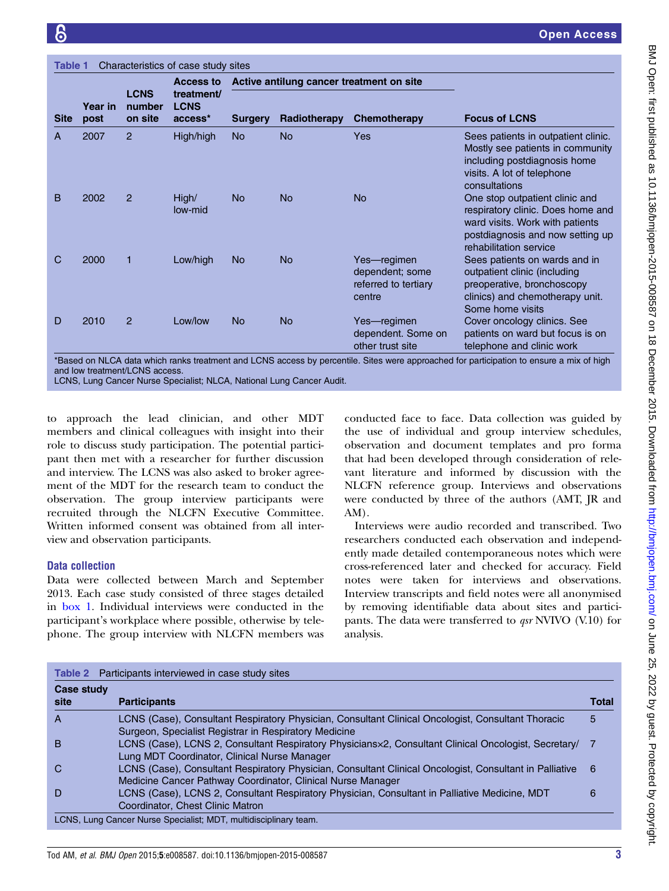**Table 1** Characteristics of case study sites

| Site | Year in post | LCNS number on site | Access to treatment/LCNS access* | Active antilung cancer treatment on site | | | Focus of LCNS |
|---|---|---|---|---|---|---|---|
| | | | | Surgery | Radiotherapy | Chemotherapy | |
| A | 2007 | 2 | High/high | No | No | Yes | Sees patients in outpatient clinic. Mostly see patients in community including postdiagnosis home visits. A lot of telephone consultations |
| B | 2002 | 2 | High/low-mid | No | No | No | One stop outpatient clinic and respiratory clinic. Does home and ward visits. Work with patients postdiagnosis and now setting up rehabilitation service |
| C | 2000 | 1 | Low/high | No | No | Yes—regimen dependent; some referred to tertiary centre | Sees patients on wards and in outpatient clinic (including preoperative, bronchoscopy clinics) and chemotherapy unit. Some home visits |
| D | 2010 | 2 | Low/low | No | No | Yes—regimen dependent. Some on other trust site | Cover oncology clinics. See patients on ward but focus is on telephone and clinic work |

*Based on NLCA data which ranks treatment and LCNS access by percentile. Sites were approached for participation to ensure a mix of high and low treatment/LCNS access.
LCNS, Lung Cancer Nurse Specialist; NLCA, National Lung Cancer Audit.

to approach the lead clinician, and other MDT members and clinical colleagues with insight into their role to discuss study participation. The potential participant then met with a researcher for further discussion and interview. The LCNS was also asked to broker agreement of the MDT for the research team to conduct the observation. The group interview participants were recruited through the NLCFN Executive Committee. Written informed consent was obtained from all interview and observation participants.

### Data collection

Data were collected between March and September 2013. Each case study consisted of three stages detailed in box 1. Individual interviews were conducted in the participant's workplace where possible, otherwise by telephone. The group interview with NLCFN members was conducted face to face. Data collection was guided by the use of individual and group interview schedules, observation and document templates and pro forma that had been developed through consideration of relevant literature and informed by discussion with the NLCFN reference group. Interviews and observations were conducted by three of the authors (AMT, JR and AM).

Interviews were audio recorded and transcribed. Two researchers conducted each observation and independently made detailed contemporaneous notes which were cross-referenced later and checked for accuracy. Field notes were taken for interviews and observations. Interview transcripts and field notes were all anonymised by removing identifiable data about sites and participants. The data were transferred to *qsr* NVIVO (V.10) for analysis.

**Table 2** Participants interviewed in case study sites

| Case study site | Participants | Total |
|---|---|---|
| A | LCNS (Case), Consultant Respiratory Physician, Consultant Clinical Oncologist, Consultant Thoracic Surgeon, Specialist Registrar in Respiratory Medicine | 5 |
| B | LCNS (Case), LCNS 2, Consultant Respiratory Physicians×2, Consultant Clinical Oncologist, Secretary/Lung MDT Coordinator, Clinical Nurse Manager | 7 |
| C | LCNS (Case), Consultant Respiratory Physician, Consultant Clinical Oncologist, Consultant in Palliative Medicine Cancer Pathway Coordinator, Clinical Nurse Manager | 6 |
| D | LCNS (Case), LCNS 2, Consultant Respiratory Physician, Consultant in Palliative Medicine, MDT Coordinator, Chest Clinic Matron | 6 |

LCNS, Lung Cancer Nurse Specialist; MDT, multidisciplinary team.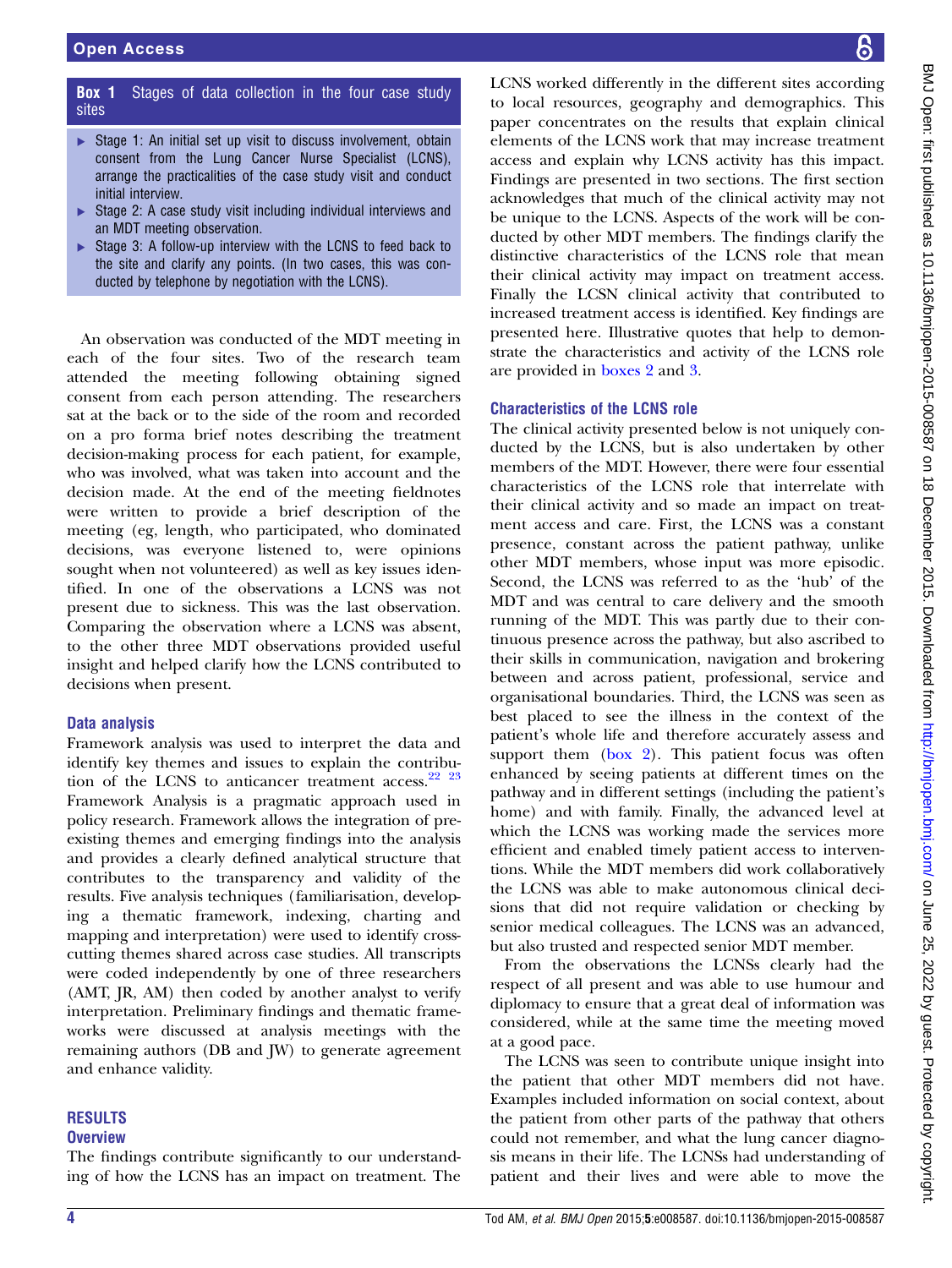**Box 1 Stages of data collection in the four case study sites**

- Stage 1: An initial set up visit to discuss involvement, obtain consent from the Lung Cancer Nurse Specialist (LCNS), arrange the practicalities of the case study visit and conduct initial interview.
- Stage 2: A case study visit including individual interviews and an MDT meeting observation.
- Stage 3: A follow-up interview with the LCNS to feed back to the site and clarify any points. (In two cases, this was conducted by telephone by negotiation with the LCNS).

An observation was conducted of the MDT meeting in each of the four sites. Two of the research team attended the meeting following obtaining signed consent from each person attending. The researchers sat at the back or to the side of the room and recorded on a pro forma brief notes describing the treatment decision-making process for each patient, for example, who was involved, what was taken into account and the decision made. At the end of the meeting fieldnotes were written to provide a brief description of the meeting (eg, length, who participated, who dominated decisions, was everyone listened to, were opinions sought when not volunteered) as well as key issues identified. In one of the observations a LCNS was not present due to sickness. This was the last observation. Comparing the observation where a LCNS was absent, to the other three MDT observations provided useful insight and helped clarify how the LCNS contributed to decisions when present.

### Data analysis

Framework analysis was used to interpret the data and identify key themes and issues to explain the contribution of the LCNS to anticancer treatment access.[22 23] Framework Analysis is a pragmatic approach used in policy research. Framework allows the integration of pre-existing themes and emerging findings into the analysis and provides a clearly defined analytical structure that contributes to the transparency and validity of the results. Five analysis techniques (familiarisation, developing a thematic framework, indexing, charting and mapping and interpretation) were used to identify cross-cutting themes shared across case studies. All transcripts were coded independently by one of three researchers (AMT, JR, AM) then coded by another analyst to verify interpretation. Preliminary findings and thematic frameworks were discussed at analysis meetings with the remaining authors (DB and JW) to generate agreement and enhance validity.

## RESULTS

### Overview

The findings contribute significantly to our understanding of how the LCNS has an impact on treatment. The LCNS worked differently in the different sites according to local resources, geography and demographics. This paper concentrates on the results that explain clinical elements of the LCNS work that may increase treatment access and explain why LCNS activity has this impact. Findings are presented in two sections. The first section acknowledges that much of the clinical activity may not be unique to the LCNS. Aspects of the work will be conducted by other MDT members. The findings clarify the distinctive characteristics of the LCNS role that mean their clinical activity may impact on treatment access. Finally the LCSN clinical activity that contributed to increased treatment access is identified. Key findings are presented here. Illustrative quotes that help to demonstrate the characteristics and activity of the LCNS role are provided in boxes 2 and 3.

### Characteristics of the LCNS role

The clinical activity presented below is not uniquely conducted by the LCNS, but is also undertaken by other members of the MDT. However, there were four essential characteristics of the LCNS role that interrelate with their clinical activity and so made an impact on treatment access and care. First, the LCNS was a constant presence, constant across the patient pathway, unlike other MDT members, whose input was more episodic. Second, the LCNS was referred to as the 'hub' of the MDT and was central to care delivery and the smooth running of the MDT. This was partly due to their continuous presence across the pathway, but also ascribed to their skills in communication, navigation and brokering between and across patient, professional, service and organisational boundaries. Third, the LCNS was seen as best placed to see the illness in the context of the patient's whole life and therefore accurately assess and support them (box 2). This patient focus was often enhanced by seeing patients at different times on the pathway and in different settings (including the patient's home) and with family. Finally, the advanced level at which the LCNS was working made the services more efficient and enabled timely patient access to interventions. While the MDT members did work collaboratively the LCNS was able to make autonomous clinical decisions that did not require validation or checking by senior medical colleagues. The LCNS was an advanced, but also trusted and respected senior MDT member.

From the observations the LCNSs clearly had the respect of all present and was able to use humour and diplomacy to ensure that a great deal of information was considered, while at the same time the meeting moved at a good pace.

The LCNS was seen to contribute unique insight into the patient that other MDT members did not have. Examples included information on social context, about the patient from other parts of the pathway that others could not remember, and what the lung cancer diagnosis means in their life. The LCNSs had understanding of patient and their lives and were able to move the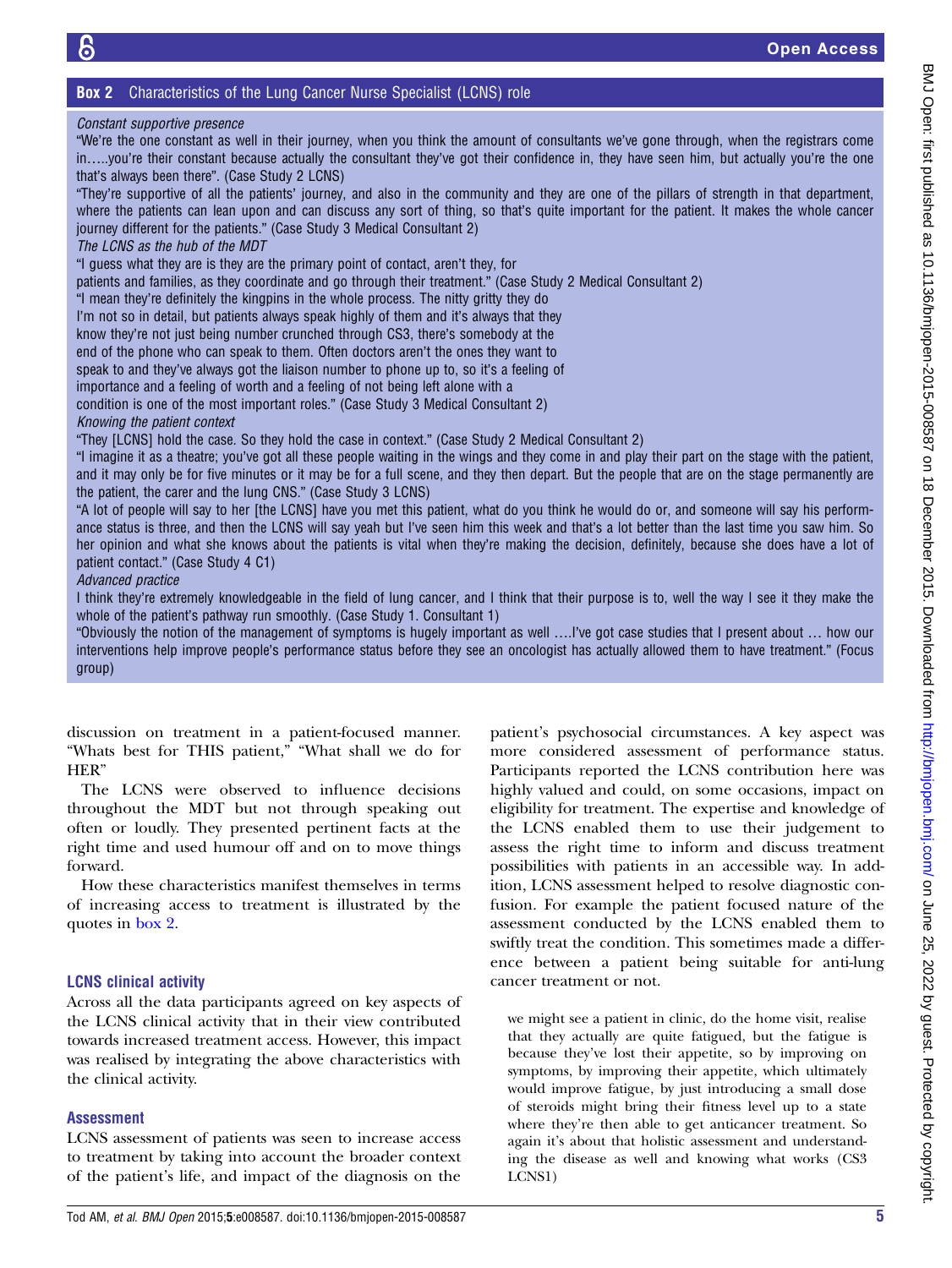## Box 2 Characteristics of the Lung Cancer Nurse Specialist (LCNS) role

*Constant supportive presence*

"We're the one constant as well in their journey, when you think the amount of consultants we've gone through, when the registrars come in…..you're their constant because actually the consultant they've got their confidence in, they have seen him, but actually you're the one that's always been there". (Case Study 2 LCNS)

"They're supportive of all the patients' journey, and also in the community and they are one of the pillars of strength in that department, where the patients can lean upon and can discuss any sort of thing, so that's quite important for the patient. It makes the whole cancer journey different for the patients." (Case Study 3 Medical Consultant 2)

*The LCNS as the hub of the MDT*

"I guess what they are is they are the primary point of contact, aren't they, for patients and families, as they coordinate and go through their treatment." (Case Study 2 Medical Consultant 2)

"I mean they're definitely the kingpins in the whole process. The nitty gritty they do I'm not so in detail, but patients always speak highly of them and it's always that they know they're not just being number crunched through CS3, there's somebody at the end of the phone who can speak to them. Often doctors aren't the ones they want to speak to and they've always got the liaison number to phone up to, so it's a feeling of importance and a feeling of worth and a feeling of not being left alone with a condition is one of the most important roles." (Case Study 3 Medical Consultant 2)

*Knowing the patient context*

"They [LCNS] hold the case. So they hold the case in context." (Case Study 2 Medical Consultant 2)

"I imagine it as a theatre; you've got all these people waiting in the wings and they come in and play their part on the stage with the patient, and it may only be for five minutes or it may be for a full scene, and they then depart. But the people that are on the stage permanently are the patient, the carer and the lung CNS." (Case Study 3 LCNS)

"A lot of people will say to her [the LCNS] have you met this patient, what do you think he would do or, and someone will say his performance status is three, and then the LCNS will say yeah but I've seen him this week and that's a lot better than the last time you saw him. So her opinion and what she knows about the patients is vital when they're making the decision, definitely, because she does have a lot of patient contact." (Case Study 4 C1)

*Advanced practice*

I think they're extremely knowledgeable in the field of lung cancer, and I think that their purpose is to, well the way I see it they make the whole of the patient's pathway run smoothly. (Case Study 1. Consultant 1)

"Obviously the notion of the management of symptoms is hugely important as well ….I've got case studies that I present about … how our interventions help improve people's performance status before they see an oncologist has actually allowed them to have treatment." (Focus group)

---

discussion on treatment in a patient-focused manner. "Whats best for THIS patient," "What shall we do for HER"

The LCNS were observed to influence decisions throughout the MDT but not through speaking out often or loudly. They presented pertinent facts at the right time and used humour off and on to move things forward.

How these characteristics manifest themselves in terms of increasing access to treatment is illustrated by the quotes in box 2.

### LCNS clinical activity

Across all the data participants agreed on key aspects of the LCNS clinical activity that in their view contributed towards increased treatment access. However, this impact was realised by integrating the above characteristics with the clinical activity.

### Assessment

LCNS assessment of patients was seen to increase access to treatment by taking into account the broader context of the patient's life, and impact of the diagnosis on the patient's psychosocial circumstances. A key aspect was more considered assessment of performance status. Participants reported the LCNS contribution here was highly valued and could, on some occasions, impact on eligibility for treatment. The expertise and knowledge of the LCNS enabled them to use their judgement to assess the right time to inform and discuss treatment possibilities with patients in an accessible way. In addition, LCNS assessment helped to resolve diagnostic confusion. For example the patient focused nature of the assessment conducted by the LCNS enabled them to swiftly treat the condition. This sometimes made a difference between a patient being suitable for anti-lung cancer treatment or not.

> we might see a patient in clinic, do the home visit, realise that they actually are quite fatigued, but the fatigue is because they've lost their appetite, so by improving on symptoms, by improving their appetite, which ultimately would improve fatigue, by just introducing a small dose of steroids might bring their fitness level up to a state where they're then able to get anticancer treatment. So again it's about that holistic assessment and understanding the disease as well and knowing what works (CS3 LCNS1)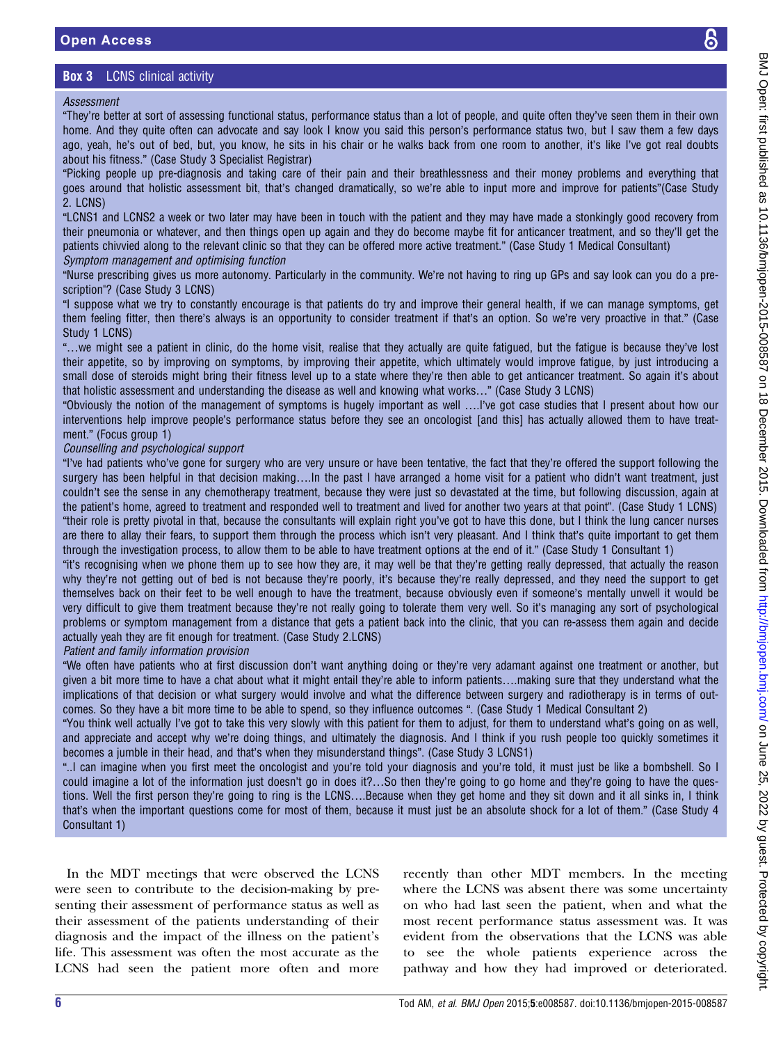## Box 3 LCNS clinical activity

*Assessment*

"They're better at sort of assessing functional status, performance status than a lot of people, and quite often they've seen them in their own home. And they quite often can advocate and say look I know you said this person's performance status two, but I saw them a few days ago, yeah, he's out of bed, but, you know, he sits in his chair or he walks back from one room to another, it's like I've got real doubts about his fitness." (Case Study 3 Specialist Registrar)

"Picking people up pre-diagnosis and taking care of their pain and their breathlessness and their money problems and everything that goes around that holistic assessment bit, that's changed dramatically, so we're able to input more and improve for patients"(Case Study 2. LCNS)

"LCNS1 and LCNS2 a week or two later may have been in touch with the patient and they may have made a stonkingly good recovery from their pneumonia or whatever, and then things open up again and they do become maybe fit for anticancer treatment, and so they'll get the patients chivvied along to the relevant clinic so that they can be offered more active treatment." (Case Study 1 Medical Consultant)

*Symptom management and optimising function*

"Nurse prescribing gives us more autonomy. Particularly in the community. We're not having to ring up GPs and say look can you do a prescription"? (Case Study 3 LCNS)

"I suppose what we try to constantly encourage is that patients do try and improve their general health, if we can manage symptoms, get them feeling fitter, then there's always is an opportunity to consider treatment if that's an option. So we're very proactive in that." (Case Study 1 LCNS)

"…we might see a patient in clinic, do the home visit, realise that they actually are quite fatigued, but the fatigue is because they've lost their appetite, so by improving on symptoms, by improving their appetite, which ultimately would improve fatigue, by just introducing a small dose of steroids might bring their fitness level up to a state where they're then able to get anticancer treatment. So again it's about that holistic assessment and understanding the disease as well and knowing what works…" (Case Study 3 LCNS)

"Obviously the notion of the management of symptoms is hugely important as well ….I've got case studies that I present about how our interventions help improve people's performance status before they see an oncologist [and this] has actually allowed them to have treatment." (Focus group 1)

*Counselling and psychological support*

"I've had patients who've gone for surgery who are very unsure or have been tentative, the fact that they're offered the support following the surgery has been helpful in that decision making….In the past I have arranged a home visit for a patient who didn't want treatment, just couldn't see the sense in any chemotherapy treatment, because they were just so devastated at the time, but following discussion, again at the patient's home, agreed to treatment and responded well to treatment and lived for another two years at that point". (Case Study 1 LCNS)

"their role is pretty pivotal in that, because the consultants will explain right you've got to have this done, but I think the lung cancer nurses are there to allay their fears, to support them through the process which isn't very pleasant. And I think that's quite important to get them through the investigation process, to allow them to be able to have treatment options at the end of it." (Case Study 1 Consultant 1)

"it's recognising when we phone them up to see how they are, it may well be that they're getting really depressed, that actually the reason why they're not getting out of bed is not because they're poorly, it's because they're really depressed, and they need the support to get themselves back on their feet to be well enough to have the treatment, because obviously even if someone's mentally unwell it would be very difficult to give them treatment because they're not really going to tolerate them very well. So it's managing any sort of psychological problems or symptom management from a distance that gets a patient back into the clinic, that you can re-assess them again and decide actually yeah they are fit enough for treatment. (Case Study 2.LCNS)

*Patient and family information provision*

"We often have patients who at first discussion don't want anything doing or they're very adamant against one treatment or another, but given a bit more time to have a chat about what it might entail they're able to inform patients….making sure that they understand what the implications of that decision or what surgery would involve and what the difference between surgery and radiotherapy is in terms of outcomes. So they have a bit more time to be able to spend, so they influence outcomes ". (Case Study 1 Medical Consultant 2)

"You think well actually I've got to take this very slowly with this patient for them to adjust, for them to understand what's going on as well, and appreciate and accept why we're doing things, and ultimately the diagnosis. And I think if you rush people too quickly sometimes it becomes a jumble in their head, and that's when they misunderstand things". (Case Study 3 LCNS1)

"..I can imagine when you first meet the oncologist and you're told your diagnosis and you're told, it must just be like a bombshell. So I could imagine a lot of the information just doesn't go in does it?…So then they're going to go home and they're going to have the questions. Well the first person they're going to ring is the LCNS….Because when they get home and they sit down and it all sinks in, I think that's when the important questions come for most of them, because it must just be an absolute shock for a lot of them." (Case Study 4 Consultant 1)

In the MDT meetings that were observed the LCNS were seen to contribute to the decision-making by presenting their assessment of performance status as well as their assessment of the patients understanding of their diagnosis and the impact of the illness on the patient's life. This assessment was often the most accurate as the LCNS had seen the patient more often and more recently than other MDT members. In the meeting where the LCNS was absent there was some uncertainty on who had last seen the patient, when and what the most recent performance status assessment was. It was evident from the observations that the LCNS was able to see the whole patients experience across the pathway and how they had improved or deteriorated.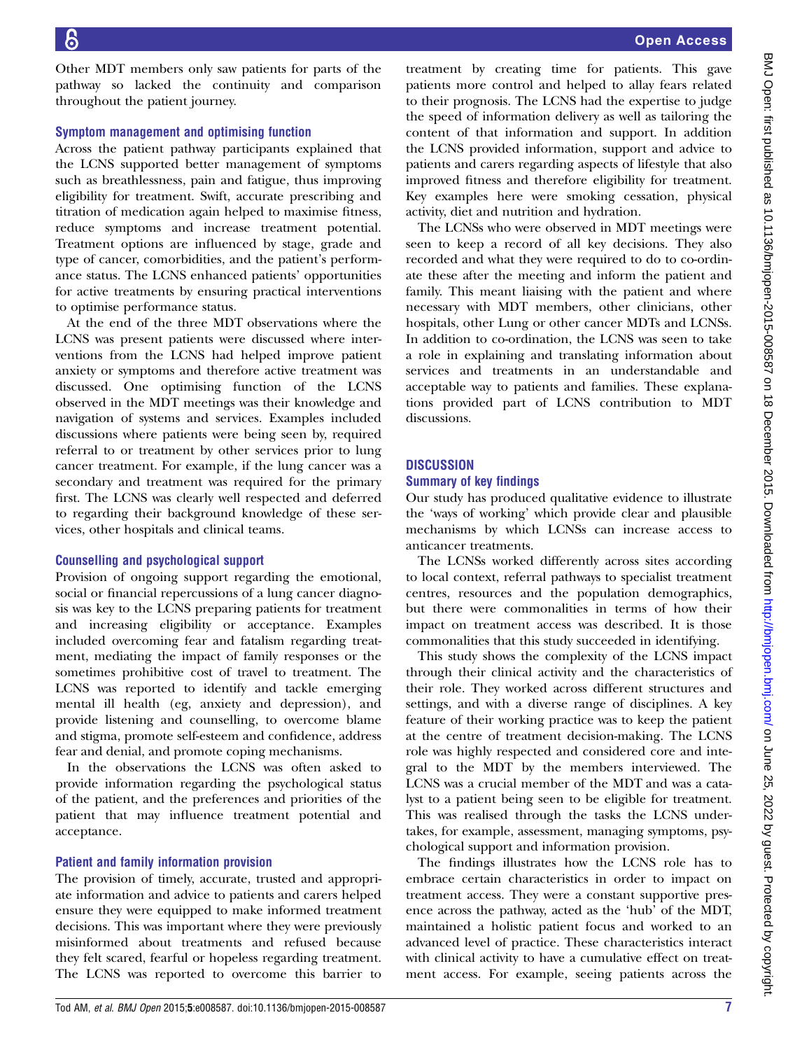Other MDT members only saw patients for parts of the pathway so lacked the continuity and comparison throughout the patient journey.

### Symptom management and optimising function

Across the patient pathway participants explained that the LCNS supported better management of symptoms such as breathlessness, pain and fatigue, thus improving eligibility for treatment. Swift, accurate prescribing and titration of medication again helped to maximise fitness, reduce symptoms and increase treatment potential. Treatment options are influenced by stage, grade and type of cancer, comorbidities, and the patient's performance status. The LCNS enhanced patients' opportunities for active treatments by ensuring practical interventions to optimise performance status.

At the end of the three MDT observations where the LCNS was present patients were discussed where interventions from the LCNS had helped improve patient anxiety or symptoms and therefore active treatment was discussed. One optimising function of the LCNS observed in the MDT meetings was their knowledge and navigation of systems and services. Examples included discussions where patients were being seen by, required referral to or treatment by other services prior to lung cancer treatment. For example, if the lung cancer was a secondary and treatment was required for the primary first. The LCNS was clearly well respected and deferred to regarding their background knowledge of these services, other hospitals and clinical teams.

### Counselling and psychological support

Provision of ongoing support regarding the emotional, social or financial repercussions of a lung cancer diagnosis was key to the LCNS preparing patients for treatment and increasing eligibility or acceptance. Examples included overcoming fear and fatalism regarding treatment, mediating the impact of family responses or the sometimes prohibitive cost of travel to treatment. The LCNS was reported to identify and tackle emerging mental ill health (eg, anxiety and depression), and provide listening and counselling, to overcome blame and stigma, promote self-esteem and confidence, address fear and denial, and promote coping mechanisms.

In the observations the LCNS was often asked to provide information regarding the psychological status of the patient, and the preferences and priorities of the patient that may influence treatment potential and acceptance.

### Patient and family information provision

The provision of timely, accurate, trusted and appropriate information and advice to patients and carers helped ensure they were equipped to make informed treatment decisions. This was important where they were previously misinformed about treatments and refused because they felt scared, fearful or hopeless regarding treatment. The LCNS was reported to overcome this barrier to treatment by creating time for patients. This gave patients more control and helped to allay fears related to their prognosis. The LCNS had the expertise to judge the speed of information delivery as well as tailoring the content of that information and support. In addition the LCNS provided information, support and advice to patients and carers regarding aspects of lifestyle that also improved fitness and therefore eligibility for treatment. Key examples here were smoking cessation, physical activity, diet and nutrition and hydration.

The LCNSs who were observed in MDT meetings were seen to keep a record of all key decisions. They also recorded and what they were required to do to co-ordinate these after the meeting and inform the patient and family. This meant liaising with the patient and where necessary with MDT members, other clinicians, other hospitals, other Lung or other cancer MDTs and LCNSs. In addition to co-ordination, the LCNS was seen to take a role in explaining and translating information about services and treatments in an understandable and acceptable way to patients and families. These explanations provided part of LCNS contribution to MDT discussions.

## DISCUSSION

### Summary of key findings

Our study has produced qualitative evidence to illustrate the 'ways of working' which provide clear and plausible mechanisms by which LCNSs can increase access to anticancer treatments.

The LCNSs worked differently across sites according to local context, referral pathways to specialist treatment centres, resources and the population demographics, but there were commonalities in terms of how their impact on treatment access was described. It is those commonalities that this study succeeded in identifying.

This study shows the complexity of the LCNS impact through their clinical activity and the characteristics of their role. They worked across different structures and settings, and with a diverse range of disciplines. A key feature of their working practice was to keep the patient at the centre of treatment decision-making. The LCNS role was highly respected and considered core and integral to the MDT by the members interviewed. The LCNS was a crucial member of the MDT and was a catalyst to a patient being seen to be eligible for treatment. This was realised through the tasks the LCNS undertakes, for example, assessment, managing symptoms, psychological support and information provision.

The findings illustrates how the LCNS role has to embrace certain characteristics in order to impact on treatment access. They were a constant supportive presence across the pathway, acted as the 'hub' of the MDT, maintained a holistic patient focus and worked to an advanced level of practice. These characteristics interact with clinical activity to have a cumulative effect on treatment access. For example, seeing patients across the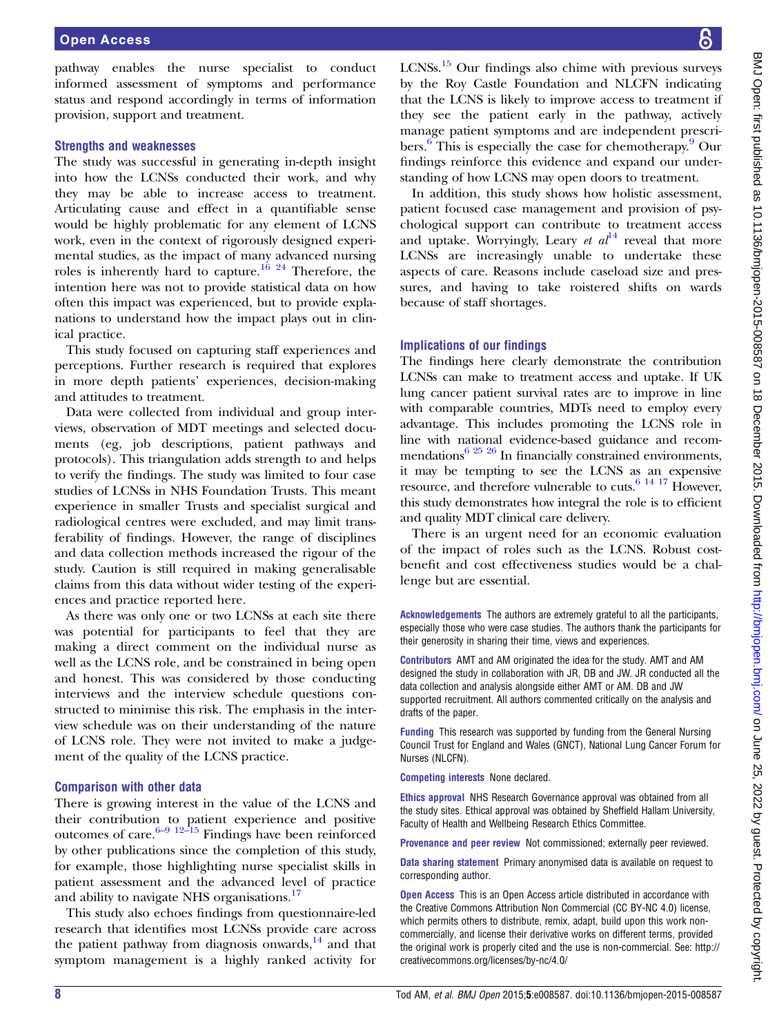pathway enables the nurse specialist to conduct informed assessment of symptoms and performance status and respond accordingly in terms of information provision, support and treatment.

### Strengths and weaknesses

The study was successful in generating in-depth insight into how the LCNSs conducted their work, and why they may be able to increase access to treatment. Articulating cause and effect in a quantifiable sense would be highly problematic for any element of LCNS work, even in the context of rigorously designed experimental studies, as the impact of many advanced nursing roles is inherently hard to capture.[16 24] Therefore, the intention here was not to provide statistical data on how often this impact was experienced, but to provide explanations to understand how the impact plays out in clinical practice.

This study focused on capturing staff experiences and perceptions. Further research is required that explores in more depth patients' experiences, decision-making and attitudes to treatment.

Data were collected from individual and group interviews, observation of MDT meetings and selected documents (eg, job descriptions, patient pathways and protocols). This triangulation adds strength to and helps to verify the findings. The study was limited to four case studies of LCNSs in NHS Foundation Trusts. This meant experience in smaller Trusts and specialist surgical and radiological centres were excluded, and may limit transferability of findings. However, the range of disciplines and data collection methods increased the rigour of the study. Caution is still required in making generalisable claims from this data without wider testing of the experiences and practice reported here.

As there was only one or two LCNSs at each site there was potential for participants to feel that they are making a direct comment on the individual nurse as well as the LCNS role, and be constrained in being open and honest. This was considered by those conducting interviews and the interview schedule questions constructed to minimise this risk. The emphasis in the interview schedule was on their understanding of the nature of LCNS role. They were not invited to make a judgement of the quality of the LCNS practice.

### Comparison with other data

There is growing interest in the value of the LCNS and their contribution to patient experience and positive outcomes of care.[6–9 12–15] Findings have been reinforced by other publications since the completion of this study, for example, those highlighting nurse specialist skills in patient assessment and the advanced level of practice and ability to navigate NHS organisations.[17]

This study also echoes findings from questionnaire-led research that identifies most LCNSs provide care across the patient pathway from diagnosis onwards,[14] and that symptom management is a highly ranked activity for LCNSs.[15] Our findings also chime with previous surveys by the Roy Castle Foundation and NLCFN indicating that the LCNS is likely to improve access to treatment if they see the patient early in the pathway, actively manage patient symptoms and are independent prescribers.[6] This is especially the case for chemotherapy.[9] Our findings reinforce this evidence and expand our understanding of how LCNS may open doors to treatment.

In addition, this study shows how holistic assessment, patient focused case management and provision of psychological support can contribute to treatment access and uptake. Worryingly, Leary *et al*[14] reveal that more LCNSs are increasingly unable to undertake these aspects of care. Reasons include caseload size and pressures, and having to take roistered shifts on wards because of staff shortages.

### Implications of our findings

The findings here clearly demonstrate the contribution LCNSs can make to treatment access and uptake. If UK lung cancer patient survival rates are to improve in line with comparable countries, MDTs need to employ every advantage. This includes promoting the LCNS role in line with national evidence-based guidance and recommendations[6 25 26] In financially constrained environments, it may be tempting to see the LCNS as an expensive resource, and therefore vulnerable to cuts.[6 14 17] However, this study demonstrates how integral the role is to efficient and quality MDT clinical care delivery.

There is an urgent need for an economic evaluation of the impact of roles such as the LCNS. Robust cost-benefit and cost effectiveness studies would be a challenge but are essential.

**Acknowledgements** The authors are extremely grateful to all the participants, especially those who were case studies. The authors thank the participants for their generosity in sharing their time, views and experiences.

**Contributors** AMT and AM originated the idea for the study. AMT and AM designed the study in collaboration with JR, DB and JW. JR conducted all the data collection and analysis alongside either AMT or AM. DB and JW supported recruitment. All authors commented critically on the analysis and drafts of the paper.

**Funding** This research was supported by funding from the General Nursing Council Trust for England and Wales (GNCT), National Lung Cancer Forum for Nurses (NLCFN).

**Competing interests** None declared.

**Ethics approval** NHS Research Governance approval was obtained from all the study sites. Ethical approval was obtained by Sheffield Hallam University, Faculty of Health and Wellbeing Research Ethics Committee.

**Provenance and peer review** Not commissioned; externally peer reviewed.

**Data sharing statement** Primary anonymised data is available on request to corresponding author.

**Open Access** This is an Open Access article distributed in accordance with the Creative Commons Attribution Non Commercial (CC BY-NC 4.0) license, which permits others to distribute, remix, adapt, build upon this work non-commercially, and license their derivative works on different terms, provided the original work is properly cited and the use is non-commercial. See: http://creativecommons.org/licenses/by-nc/4.0/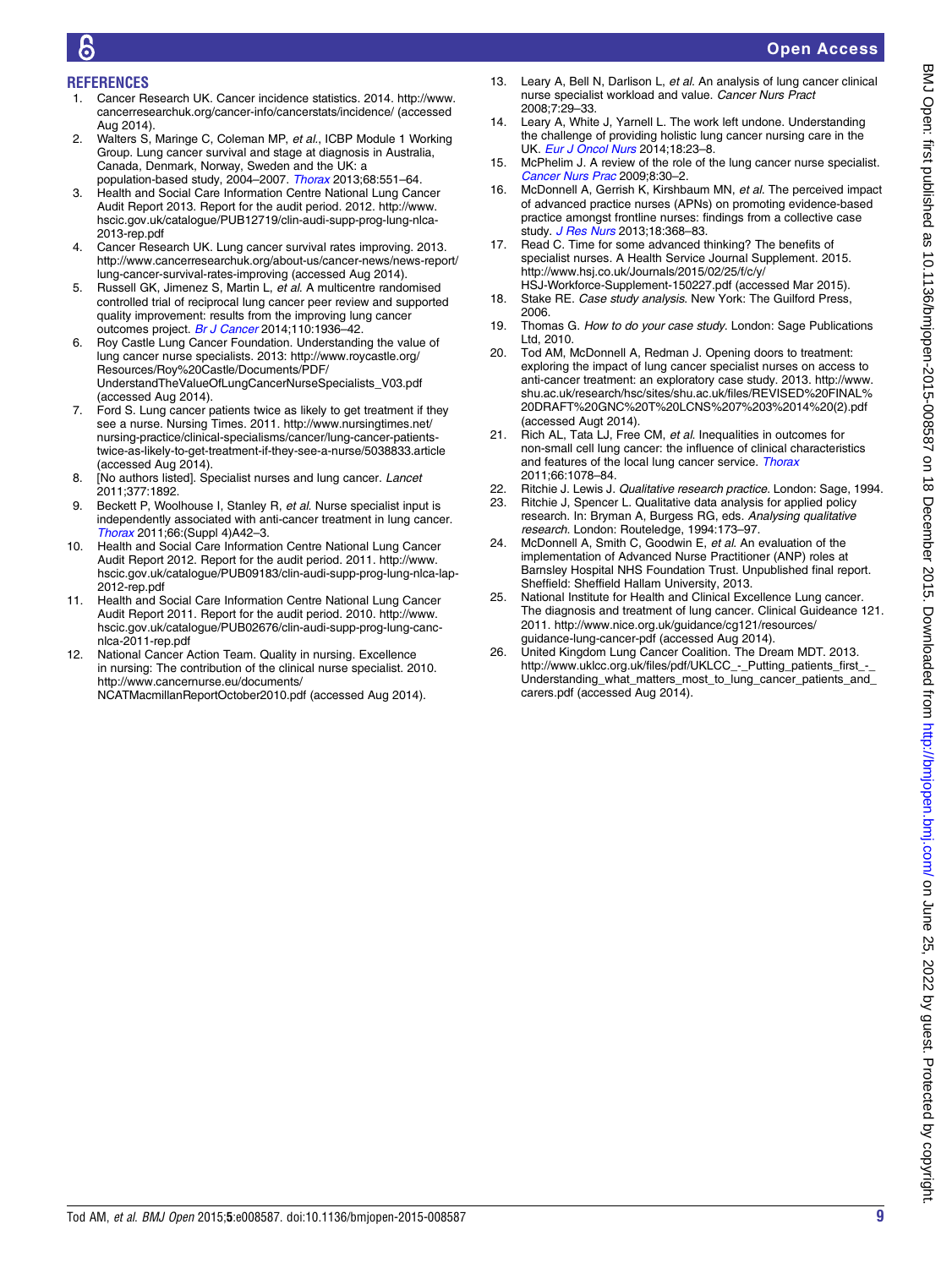## REFERENCES

1. Cancer Research UK. Cancer incidence statistics. 2014. http://www.cancerresearchuk.org/cancer-info/cancerstats/incidence/ (accessed Aug 2014).
2. Walters S, Maringe C, Coleman MP, *et al.*, ICBP Module 1 Working Group. Lung cancer survival and stage at diagnosis in Australia, Canada, Denmark, Norway, Sweden and the UK: a population-based study, 2004–2007. *Thorax* 2013;68:551–64.
3. Health and Social Care Information Centre National Lung Cancer Audit Report 2013. Report for the audit period. 2012. http://www.hscic.gov.uk/catalogue/PUB12719/clin-audi-supp-prog-lung-nlca-2013-rep.pdf
4. Cancer Research UK. Lung cancer survival rates improving. 2013. http://www.cancerresearchuk.org/about-us/cancer-news/news-report/lung-cancer-survival-rates-improving (accessed Aug 2014).
5. Russell GK, Jimenez S, Martin L, *et al.* A multicentre randomised controlled trial of reciprocal lung cancer peer review and supported quality improvement: results from the improving lung cancer outcomes project. *Br J Cancer* 2014;110:1936–42.
6. Roy Castle Lung Cancer Foundation. Understanding the value of lung cancer nurse specialists. 2013: http://www.roycastle.org/Resources/Roy%20Castle/Documents/PDF/UnderstandTheValueOfLungCancerNurseSpecialists_V03.pdf (accessed Aug 2014).
7. Ford S. Lung cancer patients twice as likely to get treatment if they see a nurse. Nursing Times. 2011. http://www.nursingtimes.net/nursing-practice/clinical-specialisms/cancer/lung-cancer-patients-twice-as-likely-to-get-treatment-if-they-see-a-nurse/5038833.article (accessed Aug 2014).
8. [No authors listed]. Specialist nurses and lung cancer. *Lancet* 2011;377:1892.
9. Beckett P, Woolhouse I, Stanley R, *et al.* Nurse specialist input is independently associated with anti-cancer treatment in lung cancer. *Thorax* 2011;66:(Suppl 4)A42–3.
10. Health and Social Care Information Centre National Lung Cancer Audit Report 2012. Report for the audit period. 2011. http://www.hscic.gov.uk/catalogue/PUB09183/clin-audi-supp-prog-lung-nlca-lap-2012-rep.pdf
11. Health and Social Care Information Centre National Lung Cancer Audit Report 2011. Report for the audit period. 2010. http://www.hscic.gov.uk/catalogue/PUB02676/clin-audi-supp-prog-lung-canc-nlca-2011-rep.pdf
12. National Cancer Action Team. Quality in nursing. Excellence in nursing: The contribution of the clinical nurse specialist. 2010. http://www.cancernurse.eu/documents/NCATMacmillanReportOctober2010.pdf (accessed Aug 2014).
13. Leary A, Bell N, Darlison L, *et al.* An analysis of lung cancer clinical nurse specialist workload and value. *Cancer Nurs Pract* 2008;7:29–33.
14. Leary A, White J, Yarnell L. The work left undone. Understanding the challenge of providing holistic lung cancer nursing care in the UK. *Eur J Oncol Nurs* 2014;18:23–8.
15. McPhelim J. A review of the role of the lung cancer nurse specialist. *Cancer Nurs Prac* 2009;8:30–2.
16. McDonnell A, Gerrish K, Kirshbaum MN, *et al.* The perceived impact of advanced practice nurses (APNs) on promoting evidence-based practice amongst frontline nurses: findings from a collective case study. *J Res Nurs* 2013;18:368–83.
17. Read C. Time for some advanced thinking? The benefits of specialist nurses. A Health Service Journal Supplement. 2015. http://www.hsj.co.uk/Journals/2015/02/25/f/c/y/HSJ-Workforce-Supplement-150227.pdf (accessed Mar 2015).
18. Stake RE. *Case study analysis*. New York: The Guilford Press, 2006.
19. Thomas G. *How to do your case study*. London: Sage Publications Ltd, 2010.
20. Tod AM, McDonnell A, Redman J. Opening doors to treatment: exploring the impact of lung cancer specialist nurses on access to anti-cancer treatment: an exploratory case study. 2013. http://www.shu.ac.uk/research/hsc/sites/shu.ac.uk/files/REVISED%20FINAL%20DRAFT%20GNC%20T%20LCNS%207%203%2014%20(2).pdf (accessed Augt 2014).
21. Rich AL, Tata LJ, Free CM, *et al.* Inequalities in outcomes for non-small cell lung cancer: the influence of clinical characteristics and features of the local lung cancer service. *Thorax* 2011;66:1078–84.
22. Ritchie J. Lewis J. *Qualitative research practice*. London: Sage, 1994.
23. Ritchie J, Spencer L. Qualitative data analysis for applied policy research. In: Bryman A, Burgess RG, eds. *Analysing qualitative research*. London: Routeledge, 1994:173–97.
24. McDonnell A, Smith C, Goodwin E, *et al.* An evaluation of the implementation of Advanced Nurse Practitioner (ANP) roles at Barnsley Hospital NHS Foundation Trust. Unpublished final report. Sheffield: Sheffield Hallam University, 2013.
25. National Institute for Health and Clinical Excellence Lung cancer. The diagnosis and treatment of lung cancer. Clinical Guideance 121. 2011. http://www.nice.org.uk/guidance/cg121/resources/guidance-lung-cancer-pdf (accessed Aug 2014).
26. United Kingdom Lung Cancer Coalition. The Dream MDT. 2013. http://www.uklcc.org.uk/files/pdf/UKLCC_-_Putting_patients_first_-_Understanding_what_matters_most_to_lung_cancer_patients_and_carers.pdf (accessed Aug 2014).